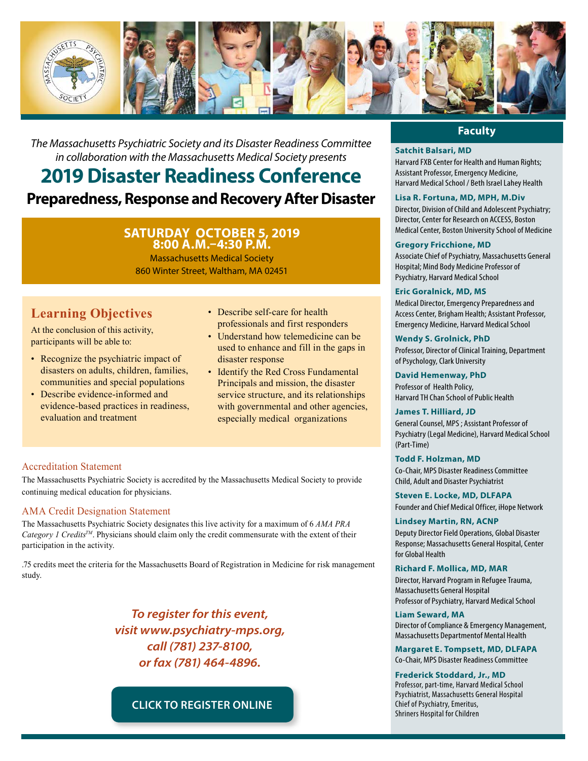*The Massachusetts Psychiatric Society and its Disaster Readiness Committee in collaboration with the Massachusetts Medical Society presents*

# 2019 Disaster Readiness Conference

## Preparedness, Response and Recovery After Disaster

**SATURDAY OCTOBER 5, 2019**
**8:00 A.M.–4:30 P.M.**

Massachusetts Medical Society
860 Winter Street, Waltham, MA 02451

## Learning Objectives

At the conclusion of this activity, participants will be able to:

- Recognize the psychiatric impact of disasters on adults, children, families, communities and special populations
- Describe evidence-informed and evidence-based practices in readiness, evaluation and treatment
- Describe self-care for health professionals and first responders
- Understand how telemedicine can be used to enhance and fill in the gaps in disaster response
- Identify the Red Cross Fundamental Principals and mission, the disaster service structure, and its relationships with governmental and other agencies, especially medical organizations

### Accreditation Statement

The Massachusetts Psychiatric Society is accredited by the Massachusetts Medical Society to provide continuing medical education for physicians.

### AMA Credit Designation Statement

The Massachusetts Psychiatric Society designates this live activity for a maximum of 6 *AMA PRA Category 1 Credits™*. Physicians should claim only the credit commensurate with the extent of their participation in the activity.

.75 credits meet the criteria for the Massachusetts Board of Registration in Medicine for risk management study.

***To register for this event, visit www.psychiatry-mps.org, call (781) 237-8100, or fax (781) 464-4896.***

**CLICK TO REGISTER ONLINE**

## Faculty

**Satchit Balsari, MD**
Harvard FXB Center for Health and Human Rights; Assistant Professor, Emergency Medicine, Harvard Medical School / Beth Israel Lahey Health

**Lisa R. Fortuna, MD, MPH, M.Div**
Director, Division of Child and Adolescent Psychiatry; Director, Center for Research on ACCESS, Boston Medical Center, Boston University School of Medicine

**Gregory Fricchione, MD**
Associate Chief of Psychiatry, Massachusetts General Hospital; Mind Body Medicine Professor of Psychiatry, Harvard Medical School

**Eric Goralnick, MD, MS**
Medical Director, Emergency Preparedness and Access Center, Brigham Health; Assistant Professor, Emergency Medicine, Harvard Medical School

**Wendy S. Grolnick, PhD**
Professor, Director of Clinical Training, Department of Psychology, Clark University

**David Hemenway, PhD**
Professor of Health Policy, Harvard TH Chan School of Public Health

**James T. Hilliard, JD**
General Counsel, MPS ; Assistant Professor of Psychiatry (Legal Medicine), Harvard Medical School (Part-Time)

**Todd F. Holzman, MD**
Co-Chair, MPS Disaster Readiness Committee
Child, Adult and Disaster Psychiatrist

**Steven E. Locke, MD, DLFAPA**
Founder and Chief Medical Officer, iHope Network

**Lindsey Martin, RN, ACNP**
Deputy Director Field Operations, Global Disaster Response; Massachusetts General Hospital, Center for Global Health

**Richard F. Mollica, MD, MAR**
Director, Harvard Program in Refugee Trauma, Massachusetts General Hospital
Professor of Psychiatry, Harvard Medical School

**Liam Seward, MA**
Director of Compliance & Emergency Management, Massachusetts Departmentof Mental Health

**Margaret E. Tompsett, MD, DLFAPA**
Co-Chair, MPS Disaster Readiness Committee

**Frederick Stoddard, Jr., MD**
Professor, part-time, Harvard Medical School
Psychiatrist, Massachusetts General Hospital
Chief of Psychiatry, Emeritus,
Shriners Hospital for Children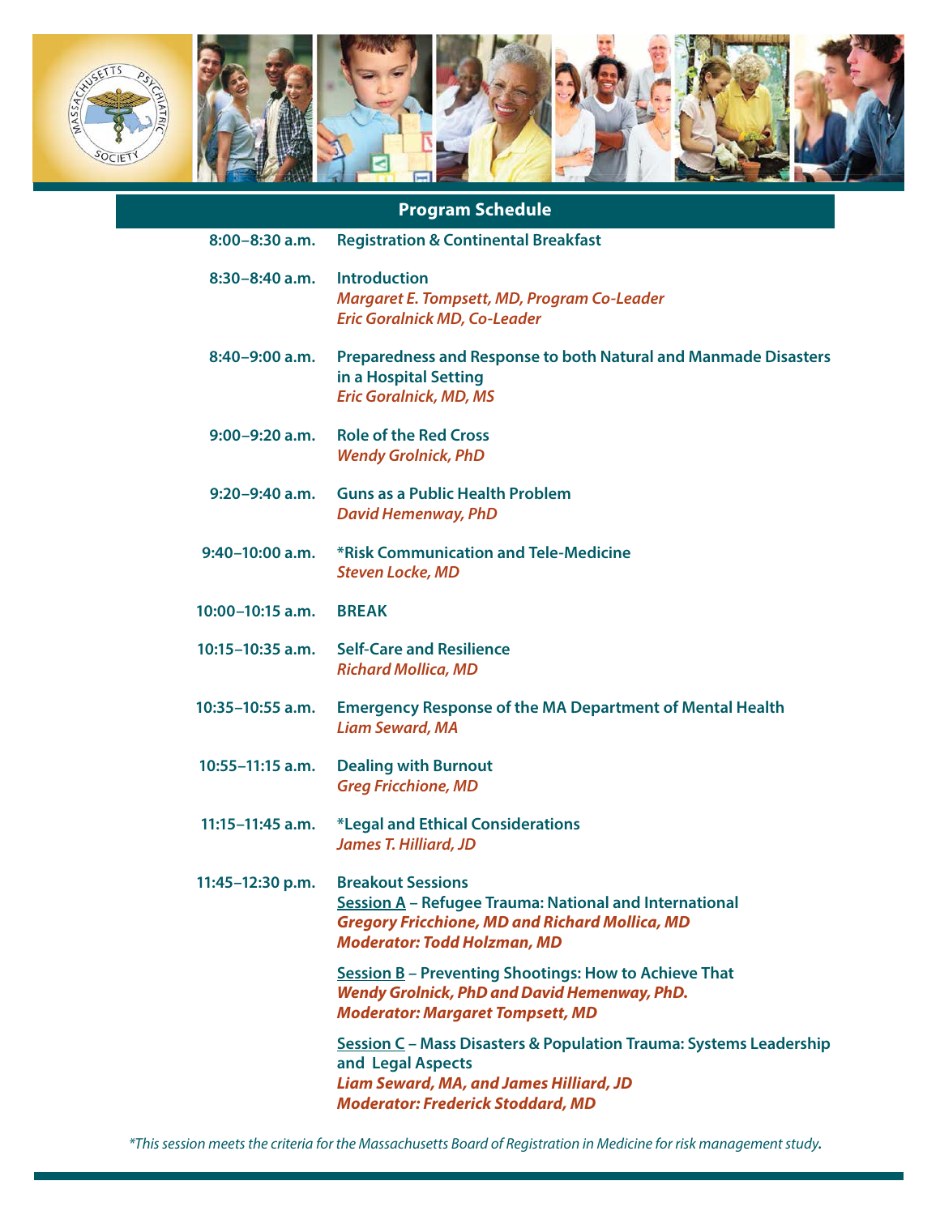## Program Schedule

| | |
|---|---|
| 8:00–8:30 a.m. | **Registration & Continental Breakfast** |
| 8:30–8:40 a.m. | **Introduction**<br>*Margaret E. Tompsett, MD, Program Co-Leader*<br>*Eric Goralnick MD, Co-Leader* |
| 8:40–9:00 a.m. | **Preparedness and Response to both Natural and Manmade Disasters in a Hospital Setting**<br>*Eric Goralnick, MD, MS* |
| 9:00–9:20 a.m. | **Role of the Red Cross**<br>*Wendy Grolnick, PhD* |
| 9:20–9:40 a.m. | **Guns as a Public Health Problem**<br>*David Hemenway, PhD* |
| 9:40–10:00 a.m. | **\*Risk Communication and Tele-Medicine**<br>*Steven Locke, MD* |
| 10:00–10:15 a.m. | **BREAK** |
| 10:15–10:35 a.m. | **Self-Care and Resilience**<br>*Richard Mollica, MD* |
| 10:35–10:55 a.m. | **Emergency Response of the MA Department of Mental Health**<br>*Liam Seward, MA* |
| 10:55–11:15 a.m. | **Dealing with Burnout**<br>*Greg Fricchione, MD* |
| 11:15–11:45 a.m. | **\*Legal and Ethical Considerations**<br>*James T. Hilliard, JD* |
| 11:45–12:30 p.m. | **Breakout Sessions**<br>**Session A – Refugee Trauma: National and International**<br>***Gregory Fricchione, MD and Richard Mollica, MD***<br>***Moderator: Todd Holzman, MD***<br><br>**Session B – Preventing Shootings: How to Achieve That**<br>***Wendy Grolnick, PhD and David Hemenway, PhD.***<br>***Moderator: Margaret Tompsett, MD***<br><br>**Session C – Mass Disasters & Population Trauma: Systems Leadership and Legal Aspects**<br>***Liam Seward, MA, and James Hilliard, JD***<br>***Moderator: Frederick Stoddard, MD*** |

*\*This session meets the criteria for the Massachusetts Board of Registration in Medicine for risk management study.*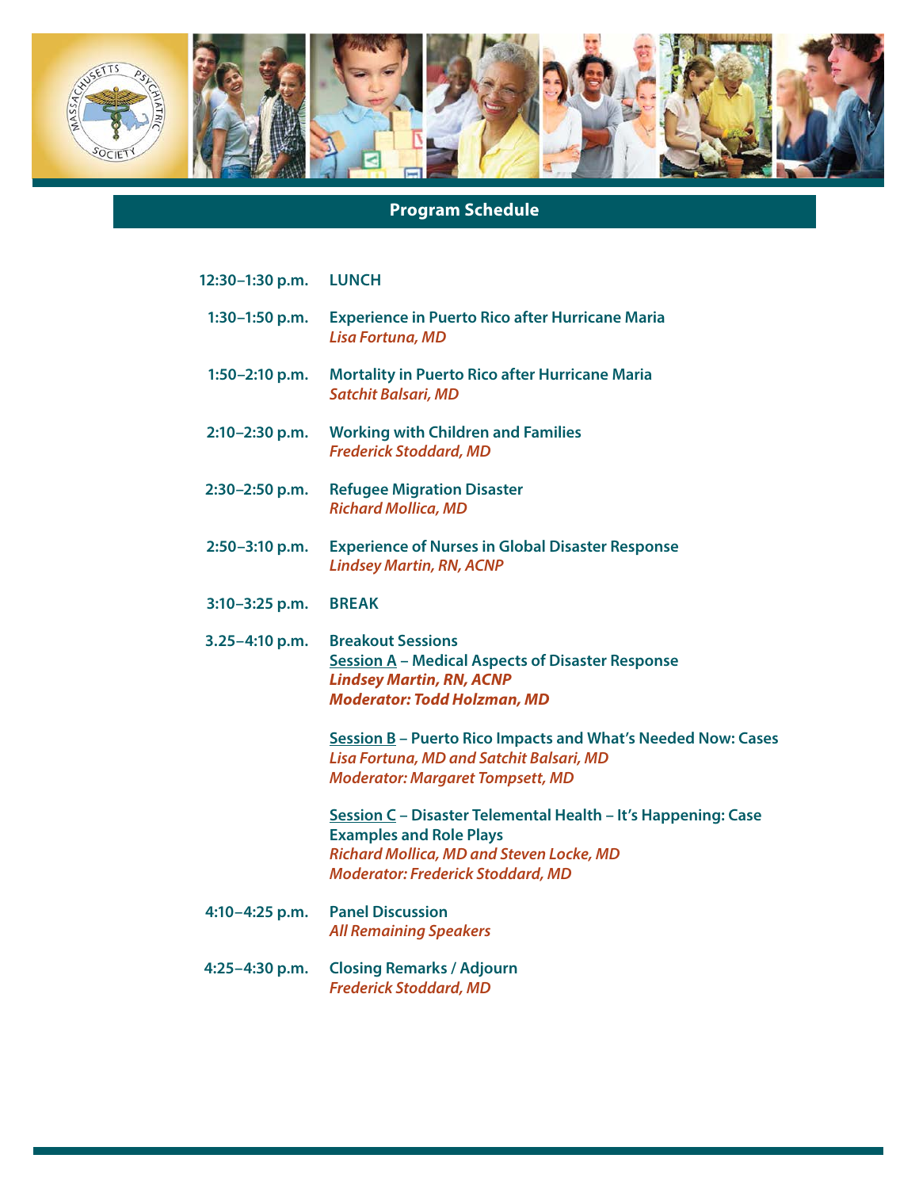## Program Schedule

**12:30–1:30 p.m.** **LUNCH**

**1:30–1:50 p.m.** **Experience in Puerto Rico after Hurricane Maria**
*Lisa Fortuna, MD*

**1:50–2:10 p.m.** **Mortality in Puerto Rico after Hurricane Maria**
*Satchit Balsari, MD*

**2:10–2:30 p.m.** **Working with Children and Families**
*Frederick Stoddard, MD*

**2:30–2:50 p.m.** **Refugee Migration Disaster**
*Richard Mollica, MD*

**2:50–3:10 p.m.** **Experience of Nurses in Global Disaster Response**
*Lindsey Martin, RN, ACNP*

**3:10–3:25 p.m.** **BREAK**

**3.25–4:10 p.m.** **Breakout Sessions**

**Session A – Medical Aspects of Disaster Response**
*Lindsey Martin, RN, ACNP*
*Moderator: Todd Holzman, MD*

**Session B – Puerto Rico Impacts and What's Needed Now: Cases**
*Lisa Fortuna, MD and Satchit Balsari, MD*
*Moderator: Margaret Tompsett, MD*

**Session C – Disaster Telemental Health – It's Happening: Case Examples and Role Plays**
*Richard Mollica, MD and Steven Locke, MD*
*Moderator: Frederick Stoddard, MD*

**4:10–4:25 p.m.** **Panel Discussion**
*All Remaining Speakers*

**4:25–4:30 p.m.** **Closing Remarks / Adjourn**
*Frederick Stoddard, MD*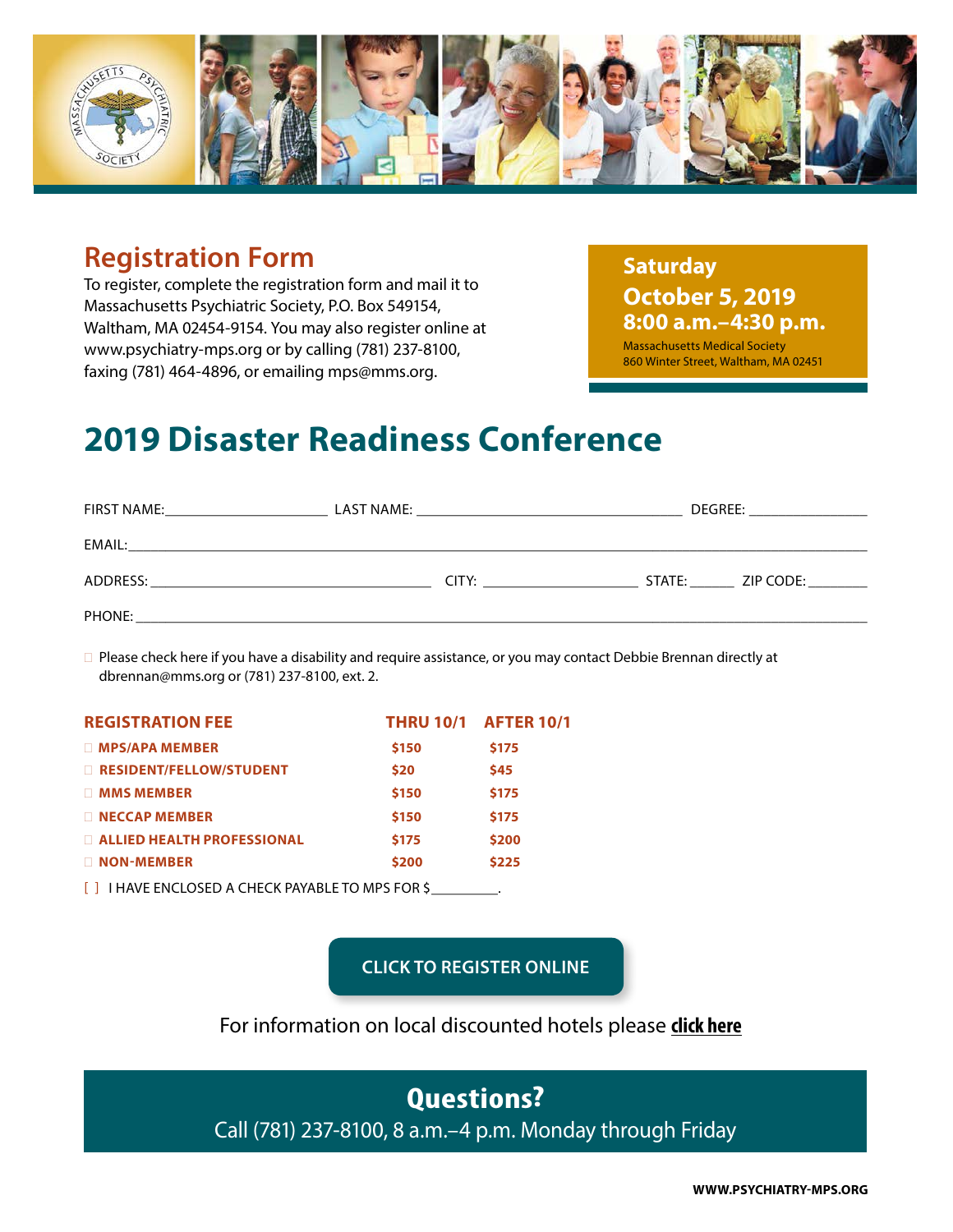## Registration Form

To register, complete the registration form and mail it to Massachusetts Psychiatric Society, P.O. Box 549154, Waltham, MA 02454-9154. You may also register online at www.psychiatry-mps.org or by calling (781) 237-8100, faxing (781) 464-4896, or emailing mps@mms.org.

**Saturday**
**October 5, 2019**
**8:00 a.m.–4:30 p.m.**
Massachusetts Medical Society
860 Winter Street, Waltham, MA 02451

# 2019 Disaster Readiness Conference

FIRST NAME:____________________ LAST NAME: ________________________________ DEGREE: ______________

EMAIL:______________________________________________________________________________________

ADDRESS: __________________________________ CITY: ___________________ STATE: ______ ZIP CODE: ________

PHONE: _____________________________________________________________________________________

☐ Please check here if you have a disability and require assistance, or you may contact Debbie Brennan directly at dbrennan@mms.org or (781) 237-8100, ext. 2.

| REGISTRATION FEE | THRU 10/1 | AFTER 10/1 |
|---|---|---|
| ☐ MPS/APA MEMBER | $150 | $175 |
| ☐ RESIDENT/FELLOW/STUDENT | $20 | $45 |
| ☐ MMS MEMBER | $150 | $175 |
| ☐ NECCAP MEMBER | $150 | $175 |
| ☐ ALLIED HEALTH PROFESSIONAL | $175 | $200 |
| ☐ NON-MEMBER | $200 | $225 |

[ ] I HAVE ENCLOSED A CHECK PAYABLE TO MPS FOR $_________.

CLICK TO REGISTER ONLINE

For information on local discounted hotels please **click here**

## Questions?

Call (781) 237-8100, 8 a.m.–4 p.m. Monday through Friday

WWW.PSYCHIATRY-MPS.ORG